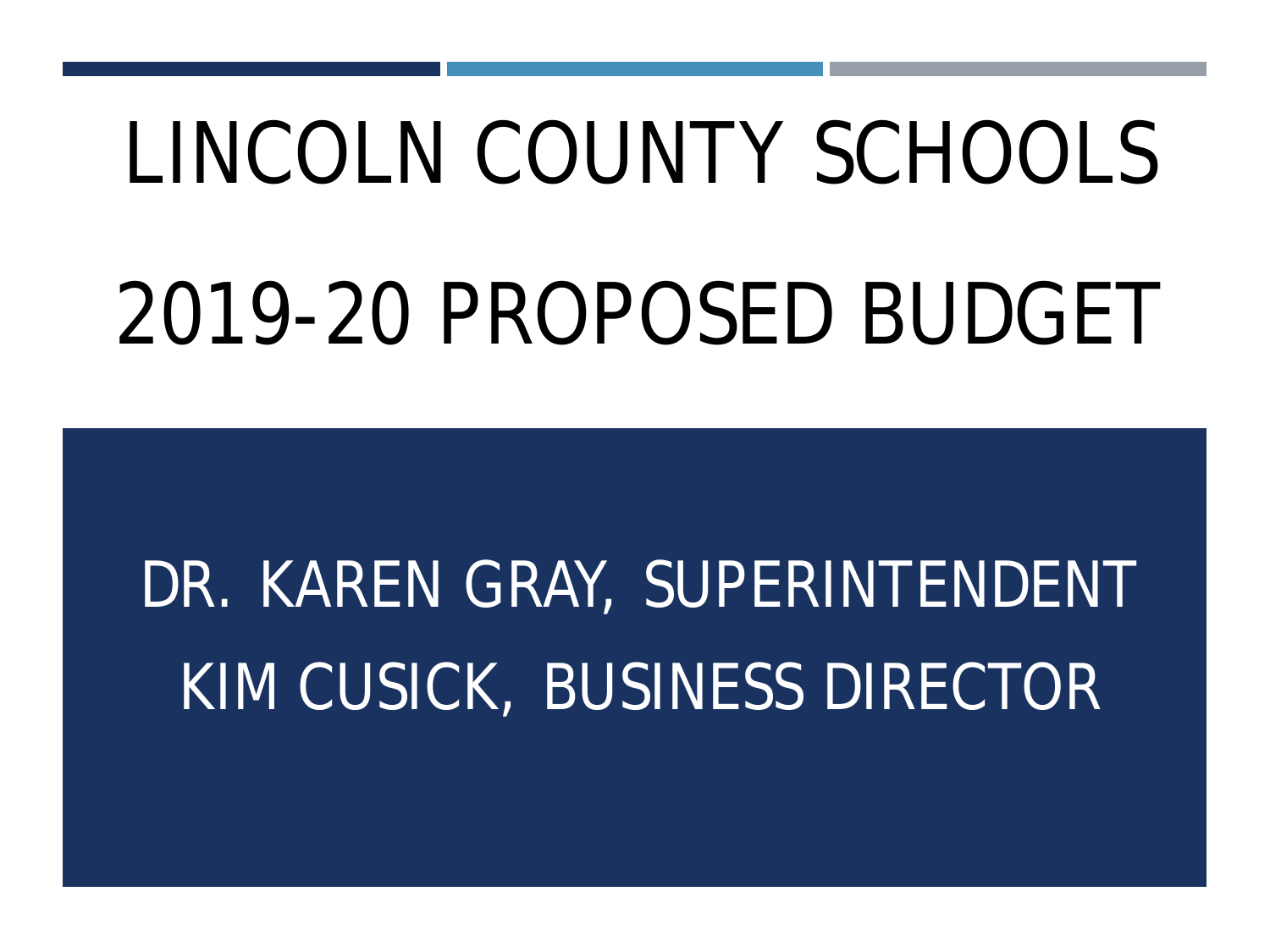# LINCOLN COUNTY SCHOOLS

# 2019-20 PROPOSED BUDGET

DR. KAREN GRAY, SUPERINTENDENT

KIM CUSICK, BUSINESS DIRECTOR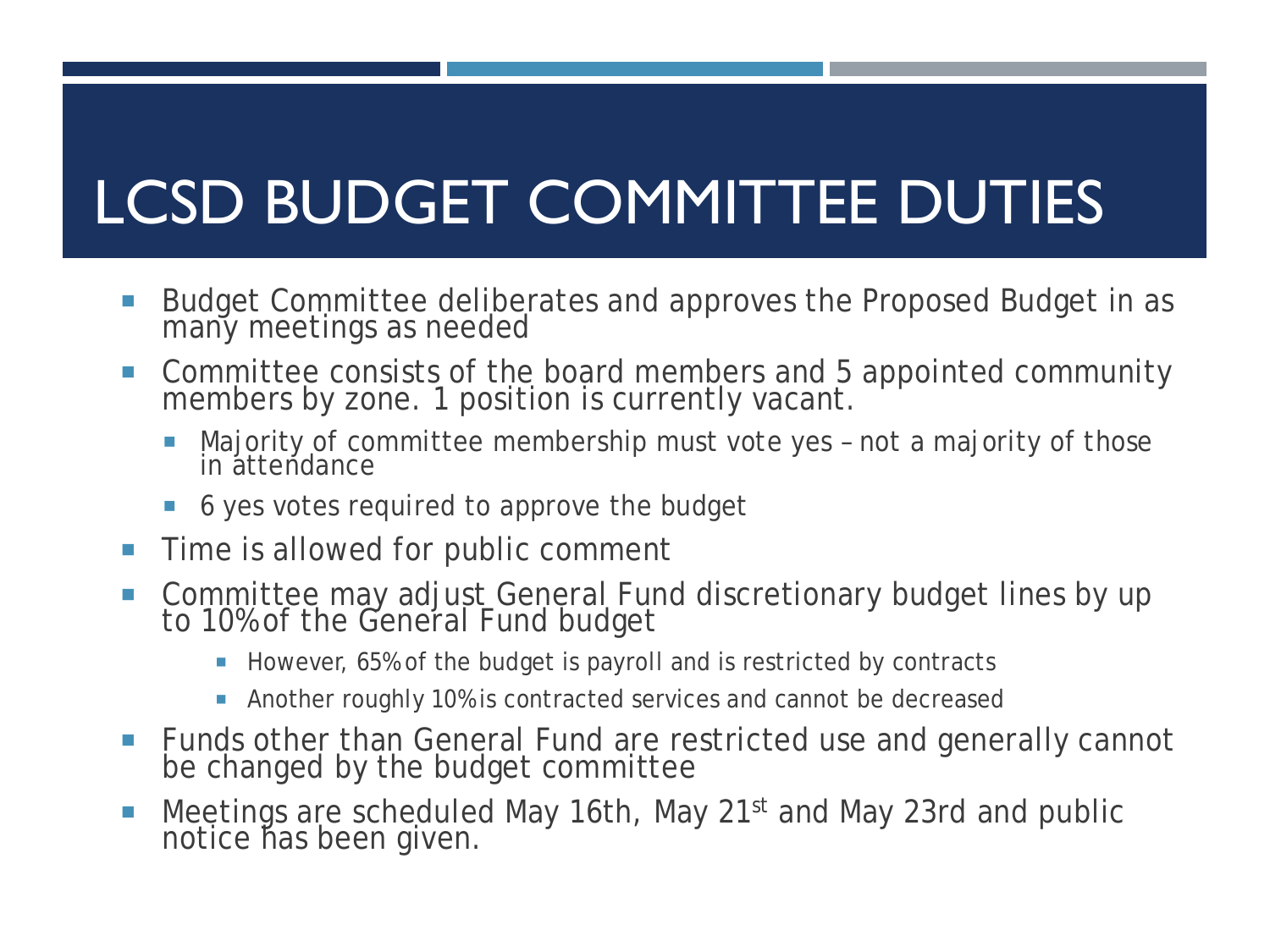# LCSD BUDGET COMMITTEE DUTIES

- Budget Committee deliberates and approves the Proposed Budget in as many meetings as needed
- Committee consists of the board members and 5 appointed community members by zone. 1 position is currently vacant.
  - Majority of committee membership must vote yes – not a majority of those in attendance
  - 6 yes votes required to approve the budget
- Time is allowed for public comment
- Committee may adjust General Fund discretionary budget lines by up to 10% of the General Fund budget
  - However, 65% of the budget is payroll and is restricted by contracts
  - Another roughly 10% is contracted services and cannot be decreased
- Funds other than General Fund are restricted use and generally cannot be changed by the budget committee
- Meetings are scheduled May 16th, May 21st and May 23rd and public notice has been given.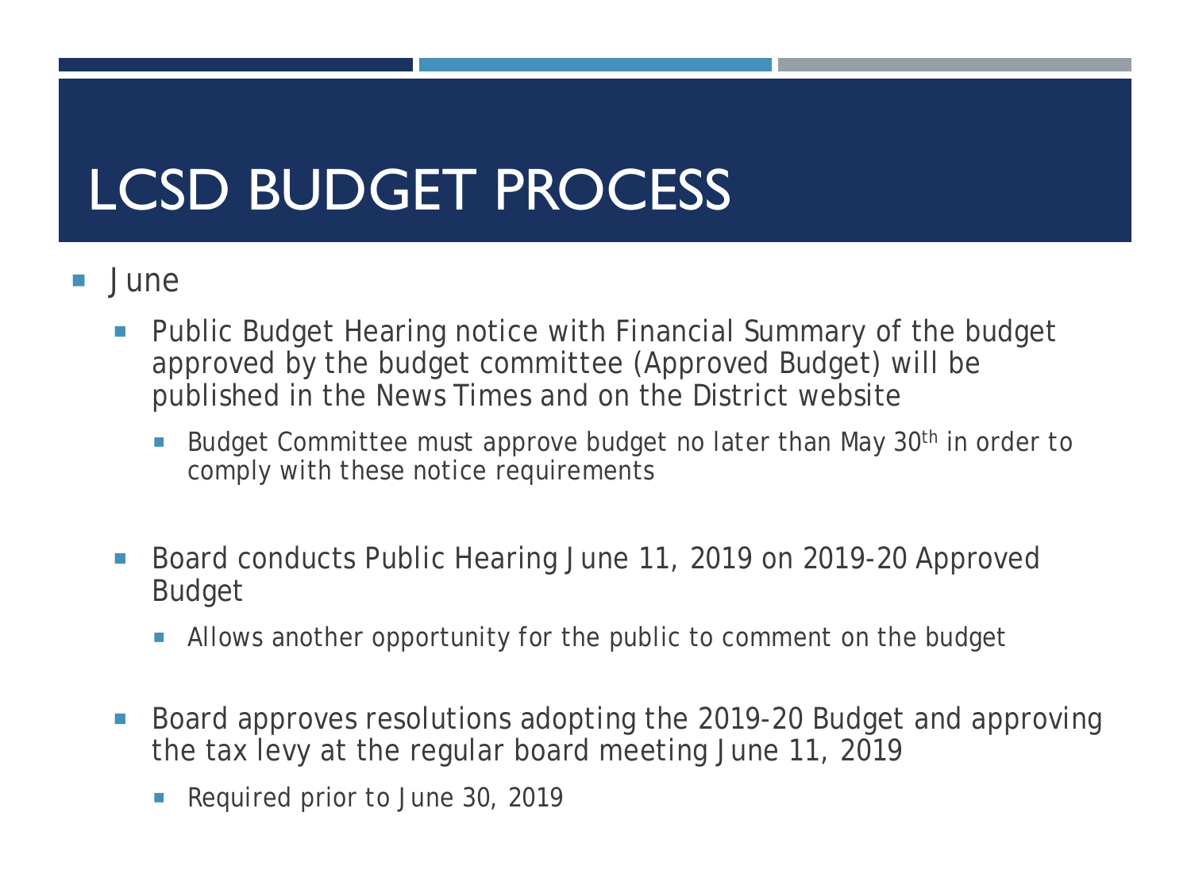# LCSD BUDGET PROCESS

- June
  - Public Budget Hearing notice with Financial Summary of the budget approved by the budget committee (Approved Budget) will be published in the News Times and on the District website
    - Budget Committee must approve budget no later than May 30th in order to comply with these notice requirements
  - Board conducts Public Hearing June 11, 2019 on 2019-20 Approved Budget
    - Allows another opportunity for the public to comment on the budget
  - Board approves resolutions adopting the 2019-20 Budget and approving the tax levy at the regular board meeting June 11, 2019
    - Required prior to June 30, 2019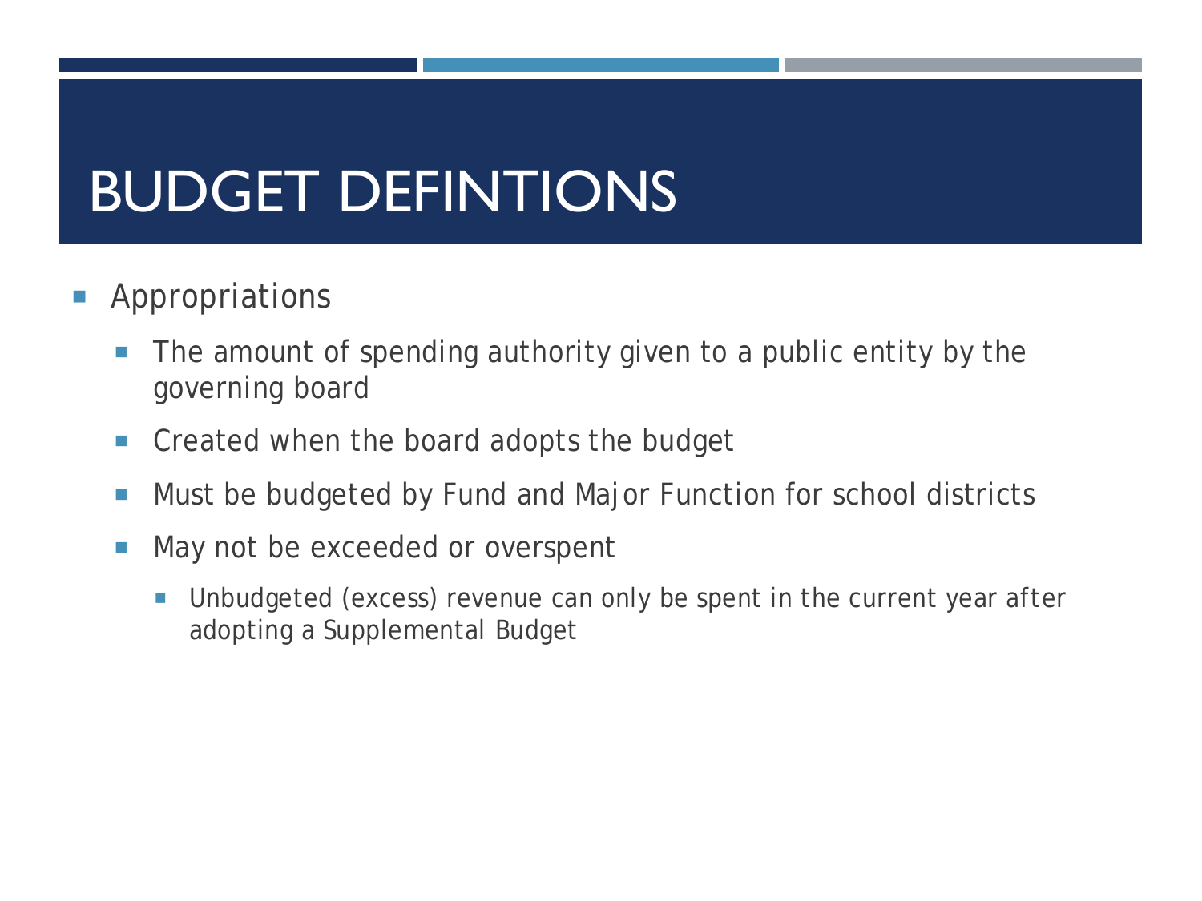# BUDGET DEFINTIONS

- Appropriations
  - The amount of spending authority given to a public entity by the governing board
  - Created when the board adopts the budget
  - Must be budgeted by Fund and Major Function for school districts
  - May not be exceeded or overspent
    - Unbudgeted (excess) revenue can only be spent in the current year after adopting a Supplemental Budget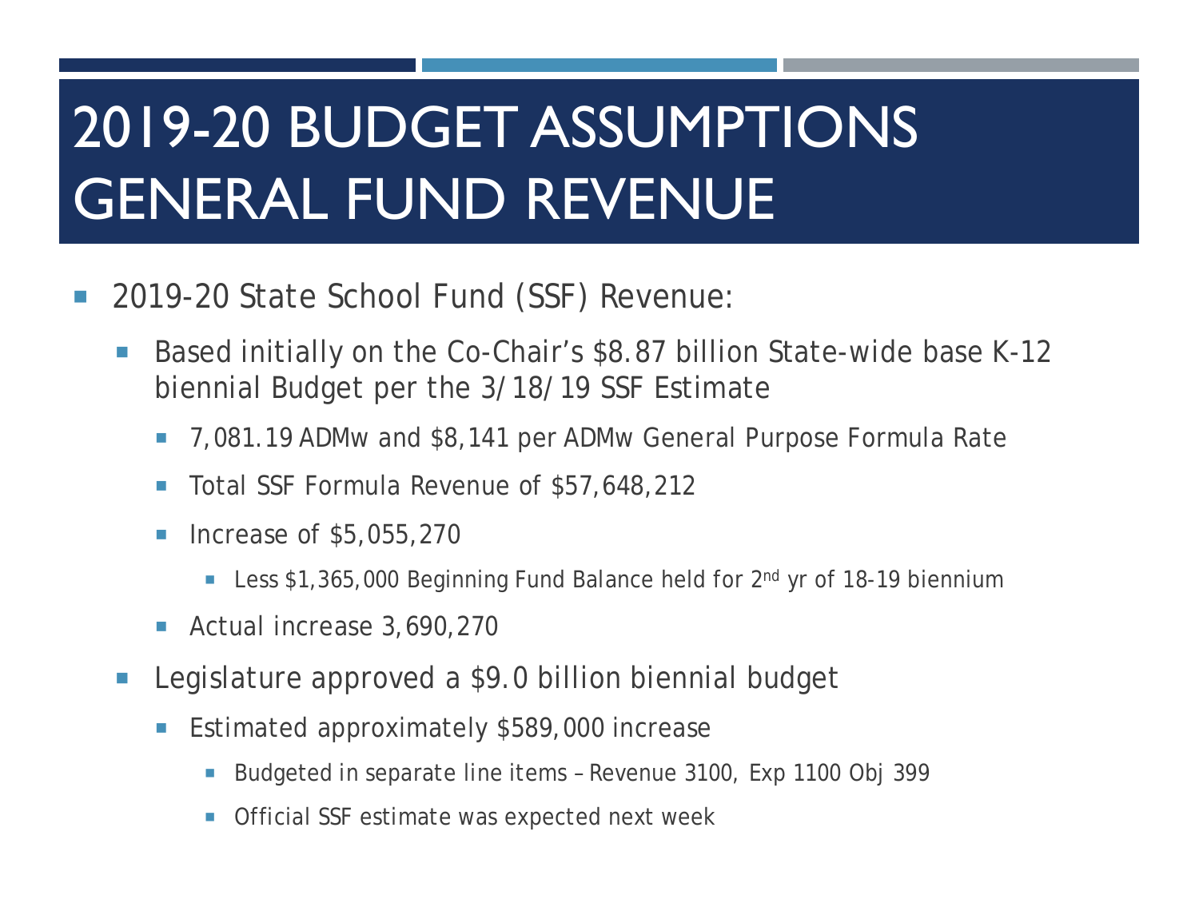# 2019-20 BUDGET ASSUMPTIONS GENERAL FUND REVENUE

- 2019-20 State School Fund (SSF) Revenue:
  - Based initially on the Co-Chair's \$8.87 billion State-wide base K-12 biennial Budget per the 3/18/19 SSF Estimate
    - 7,081.19 ADMw and \$8,141 per ADMw General Purpose Formula Rate
    - Total SSF Formula Revenue of \$57,648,212
    - Increase of \$5,055,270
      - Less \$1,365,000 Beginning Fund Balance held for 2nd yr of 18-19 biennium
    - Actual increase 3,690,270
  - Legislature approved a \$9.0 billion biennial budget
    - Estimated approximately \$589,000 increase
      - Budgeted in separate line items – Revenue 3100, Exp 1100 Obj 399
      - Official SSF estimate was expected next week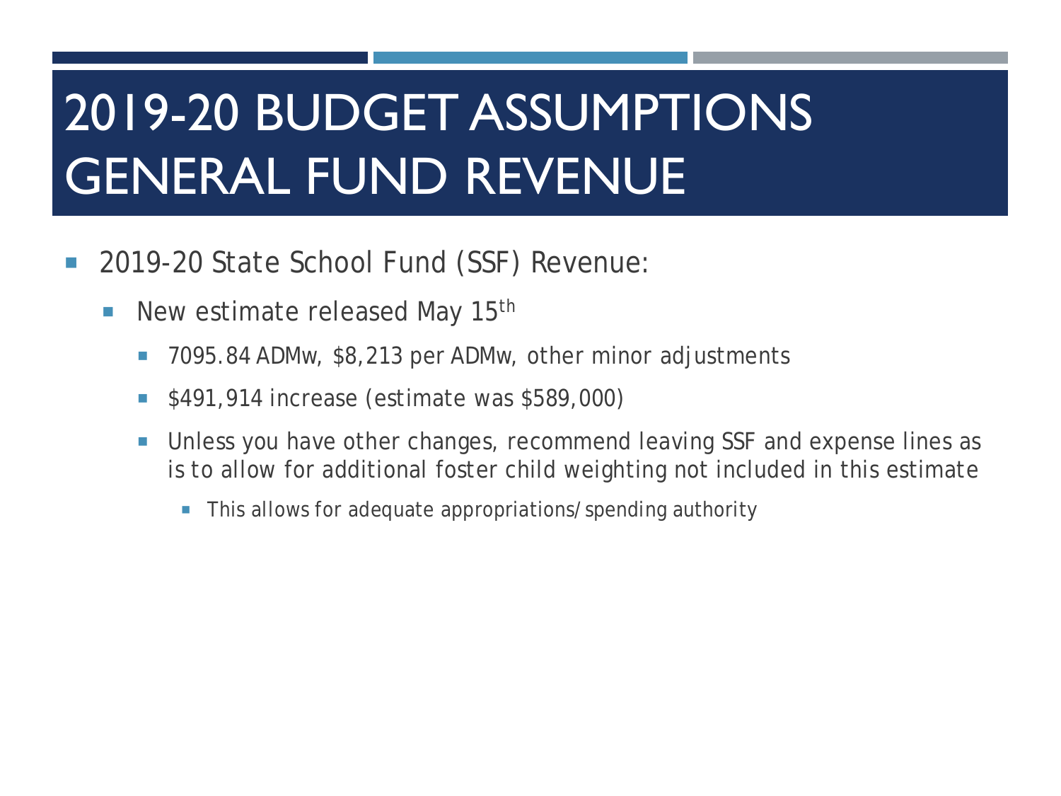# 2019-20 BUDGET ASSUMPTIONS GENERAL FUND REVENUE

- 2019-20 State School Fund (SSF) Revenue:
  - New estimate released May 15th
    - 7095.84 ADMw, $8,213 per ADMw, other minor adjustments
    - $491,914 increase (estimate was $589,000)
    - Unless you have other changes, recommend leaving SSF and expense lines as is to allow for additional foster child weighting not included in this estimate
      - This allows for adequate appropriations/spending authority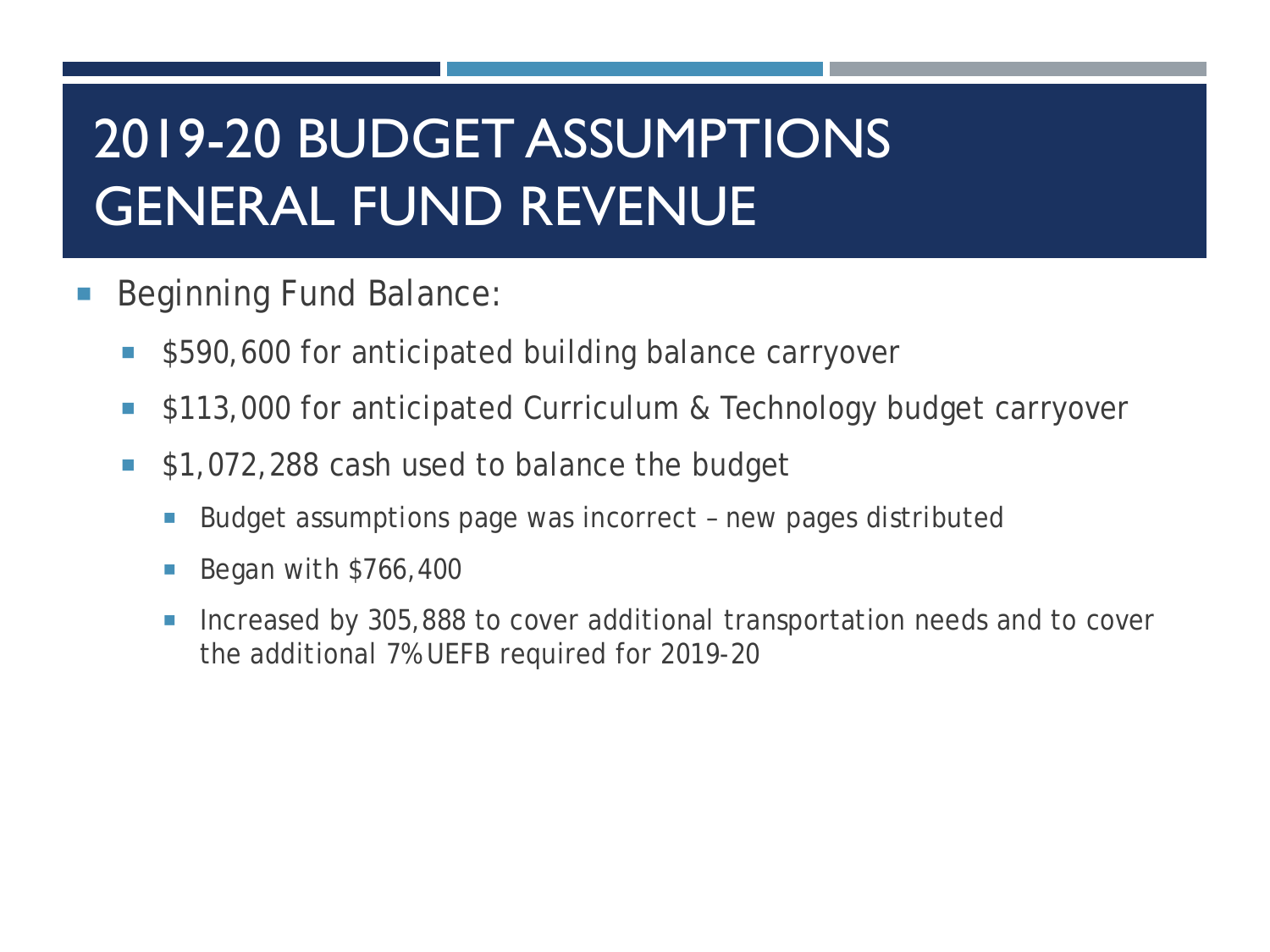# 2019-20 BUDGET ASSUMPTIONS GENERAL FUND REVENUE

- Beginning Fund Balance:
  - $590,600 for anticipated building balance carryover
  - $113,000 for anticipated Curriculum & Technology budget carryover
  - $1,072,288 cash used to balance the budget
    - Budget assumptions page was incorrect – new pages distributed
    - Began with $766,400
    - Increased by 305,888 to cover additional transportation needs and to cover the additional 7% UEFB required for 2019-20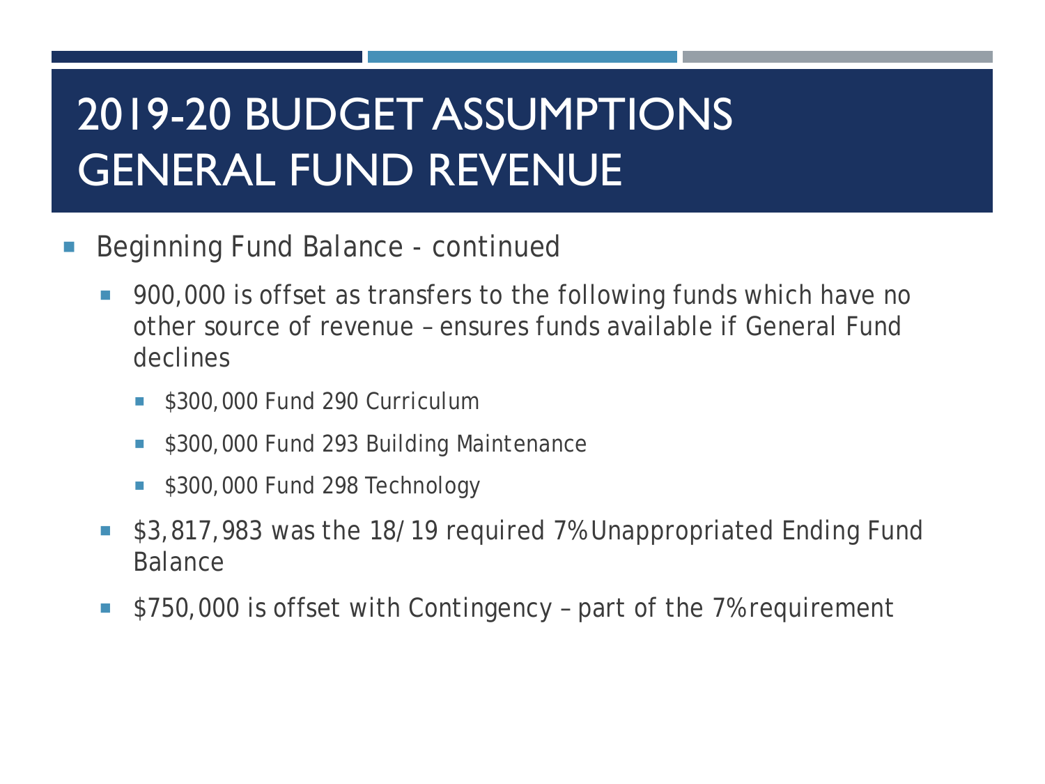# 2019-20 BUDGET ASSUMPTIONS GENERAL FUND REVENUE

- Beginning Fund Balance - continued
  - 900,000 is offset as transfers to the following funds which have no other source of revenue – ensures funds available if General Fund declines
    - $300,000 Fund 290 Curriculum
    - $300,000 Fund 293 Building Maintenance
    - $300,000 Fund 298 Technology
  - $3,817,983 was the 18/19 required 7% Unappropriated Ending Fund Balance
  - $750,000 is offset with Contingency – part of the 7% requirement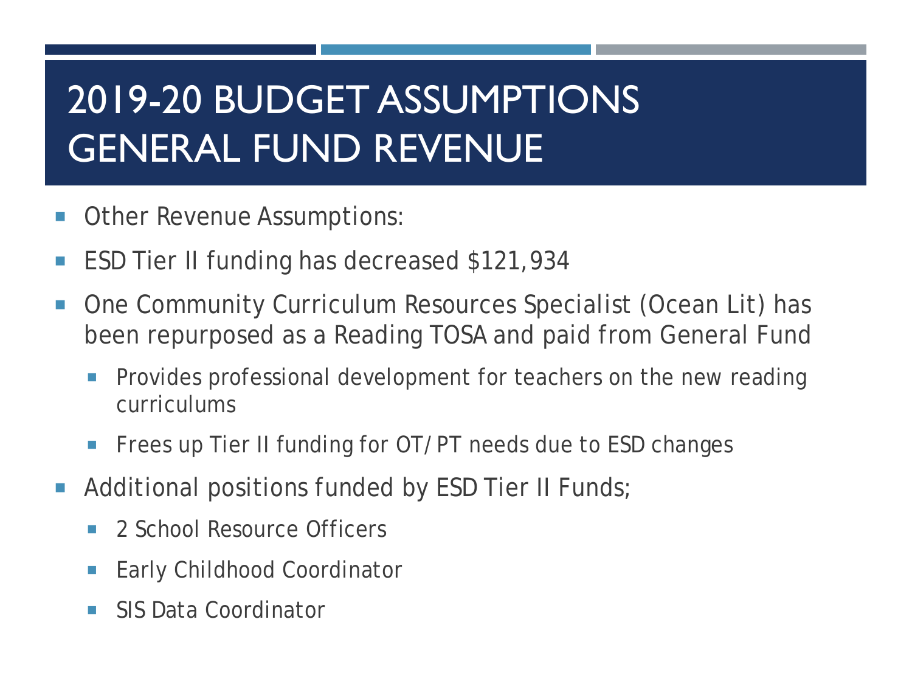# 2019-20 BUDGET ASSUMPTIONS GENERAL FUND REVENUE

- Other Revenue Assumptions:
- ESD Tier II funding has decreased $121,934
- One Community Curriculum Resources Specialist (Ocean Lit) has been repurposed as a Reading TOSA and paid from General Fund
  - Provides professional development for teachers on the new reading curriculums
  - Frees up Tier II funding for OT/PT needs due to ESD changes
- Additional positions funded by ESD Tier II Funds;
  - 2 School Resource Officers
  - Early Childhood Coordinator
  - SIS Data Coordinator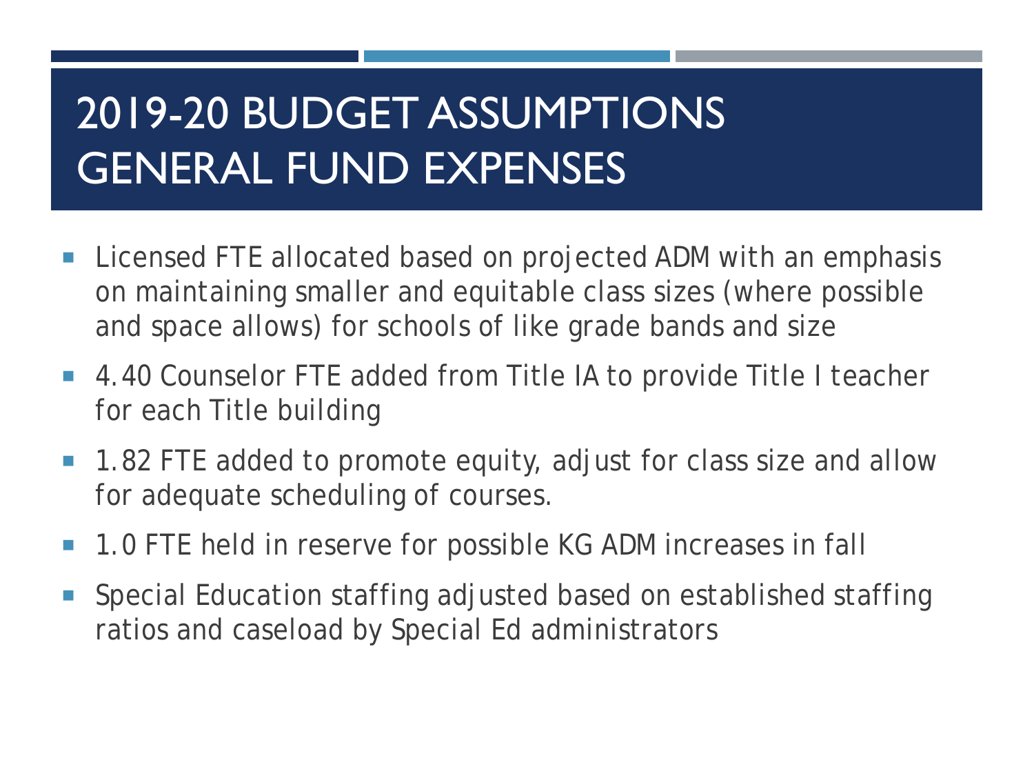# 2019-20 BUDGET ASSUMPTIONS GENERAL FUND EXPENSES

- Licensed FTE allocated based on projected ADM with an emphasis on maintaining smaller and equitable class sizes (where possible and space allows) for schools of like grade bands and size
- 4.40 Counselor FTE added from Title IA to provide Title I teacher for each Title building
- 1.82 FTE added to promote equity, adjust for class size and allow for adequate scheduling of courses.
- 1.0 FTE held in reserve for possible KG ADM increases in fall
- Special Education staffing adjusted based on established staffing ratios and caseload by Special Ed administrators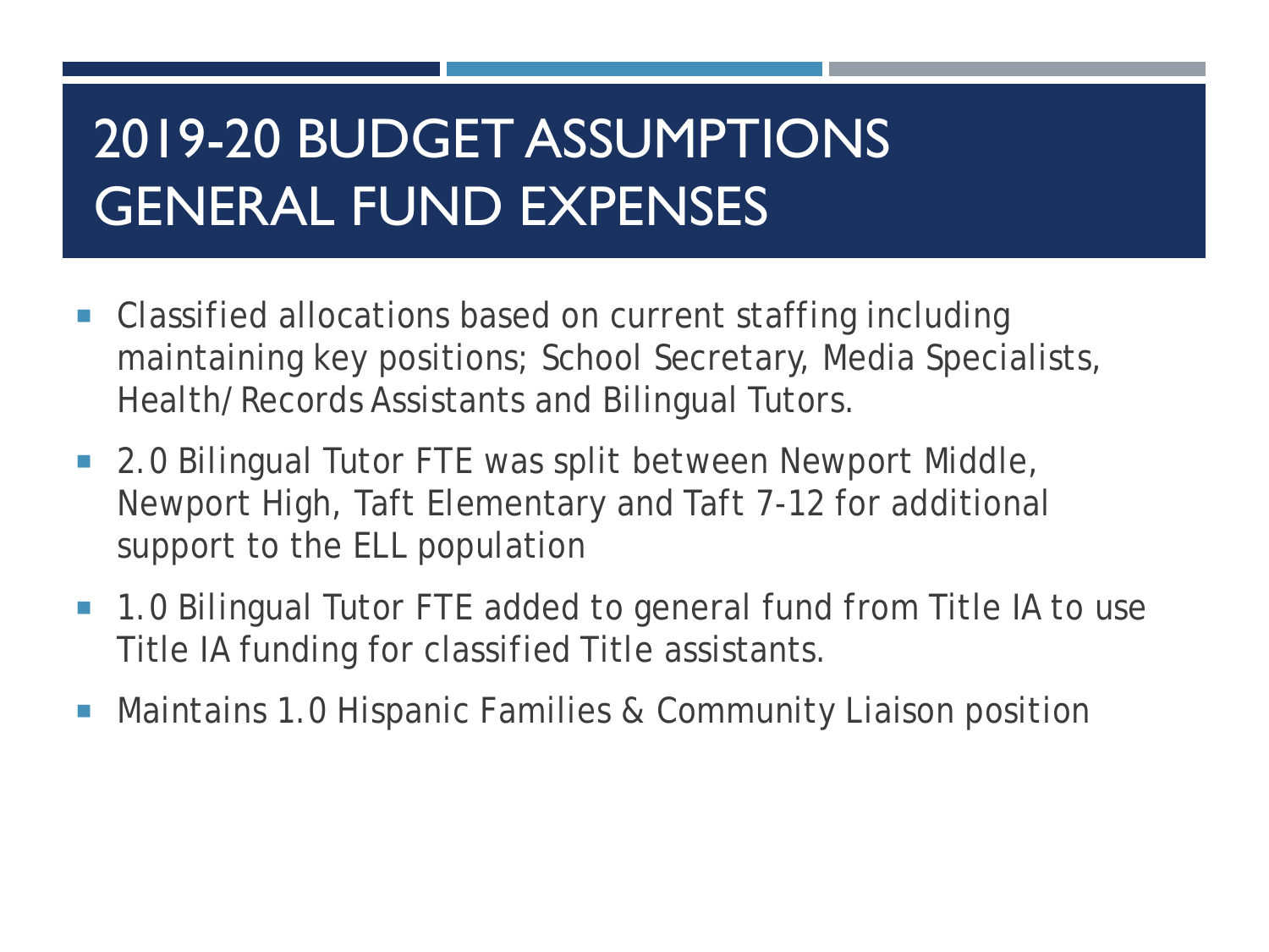# 2019-20 BUDGET ASSUMPTIONS GENERAL FUND EXPENSES

- Classified allocations based on current staffing including maintaining key positions; School Secretary, Media Specialists, Health/Records Assistants and Bilingual Tutors.
- 2.0 Bilingual Tutor FTE was split between Newport Middle, Newport High, Taft Elementary and Taft 7-12 for additional support to the ELL population
- 1.0 Bilingual Tutor FTE added to general fund from Title IA to use Title IA funding for classified Title assistants.
- Maintains 1.0 Hispanic Families & Community Liaison position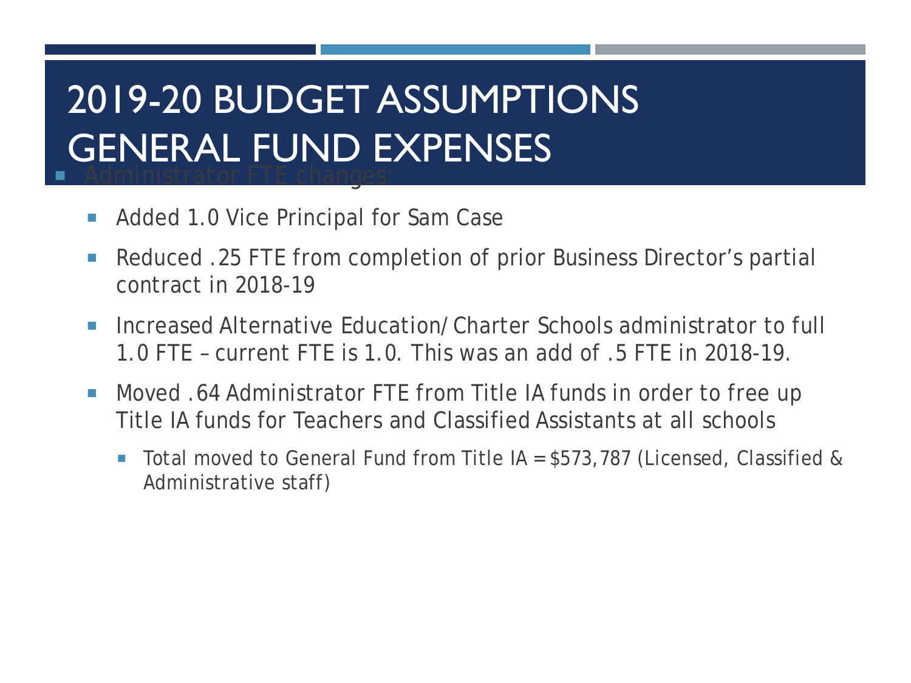# 2019-20 BUDGET ASSUMPTIONS GENERAL FUND EXPENSES

- Administrator FTE changes:
  - Added 1.0 Vice Principal for Sam Case
  - Reduced .25 FTE from completion of prior Business Director's partial contract in 2018-19
  - Increased Alternative Education/Charter Schools administrator to full 1.0 FTE – current FTE is 1.0. This was an add of .5 FTE in 2018-19.
  - Moved .64 Administrator FTE from Title IA funds in order to free up Title IA funds for Teachers and Classified Assistants at all schools
    - Total moved to General Fund from Title IA = $573,787 (Licensed, Classified & Administrative staff)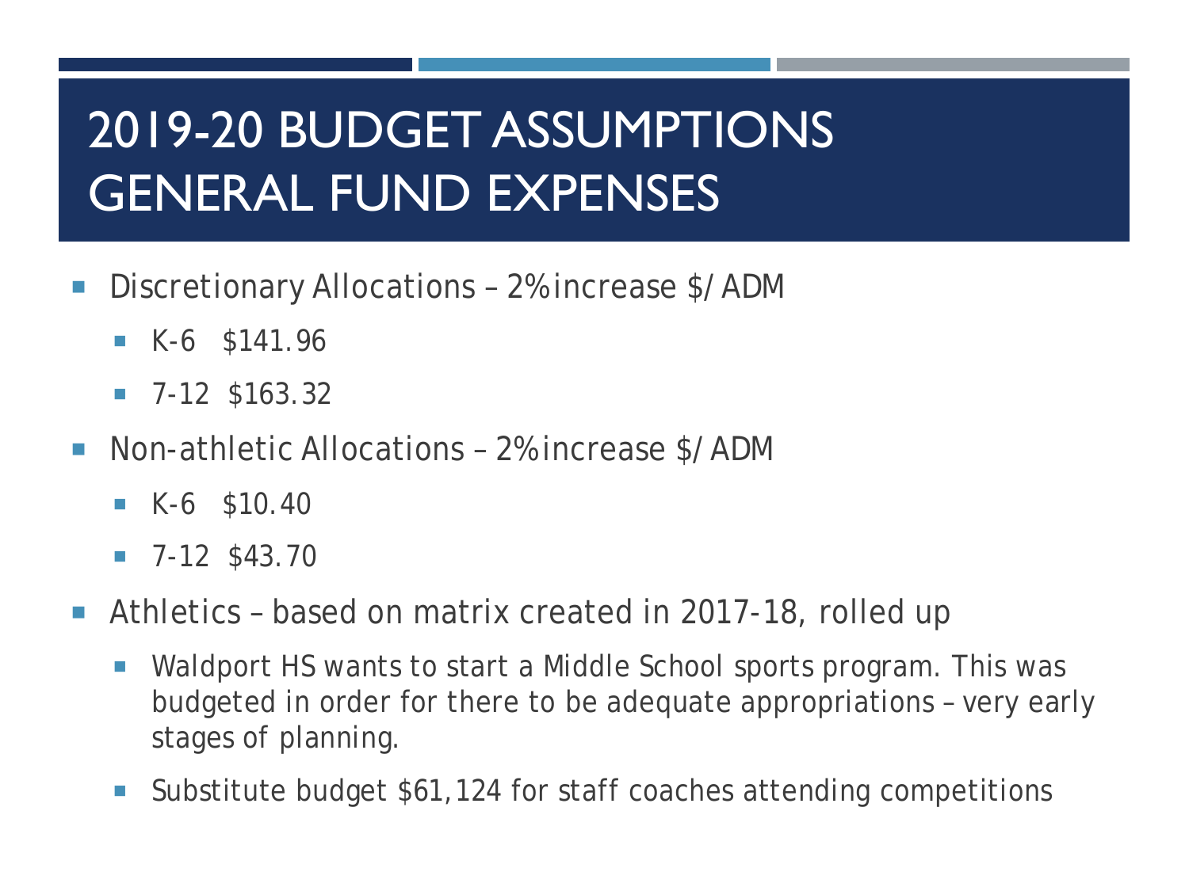# 2019-20 BUDGET ASSUMPTIONS GENERAL FUND EXPENSES

- Discretionary Allocations – 2% increase $/ADM
  - K-6 $141.96
  - 7-12 $163.32
- Non-athletic Allocations – 2% increase $/ADM
  - K-6 $10.40
  - 7-12 $43.70
- Athletics – based on matrix created in 2017-18, rolled up
  - Waldport HS wants to start a Middle School sports program. This was budgeted in order for there to be adequate appropriations – very early stages of planning.
  - Substitute budget $61,124 for staff coaches attending competitions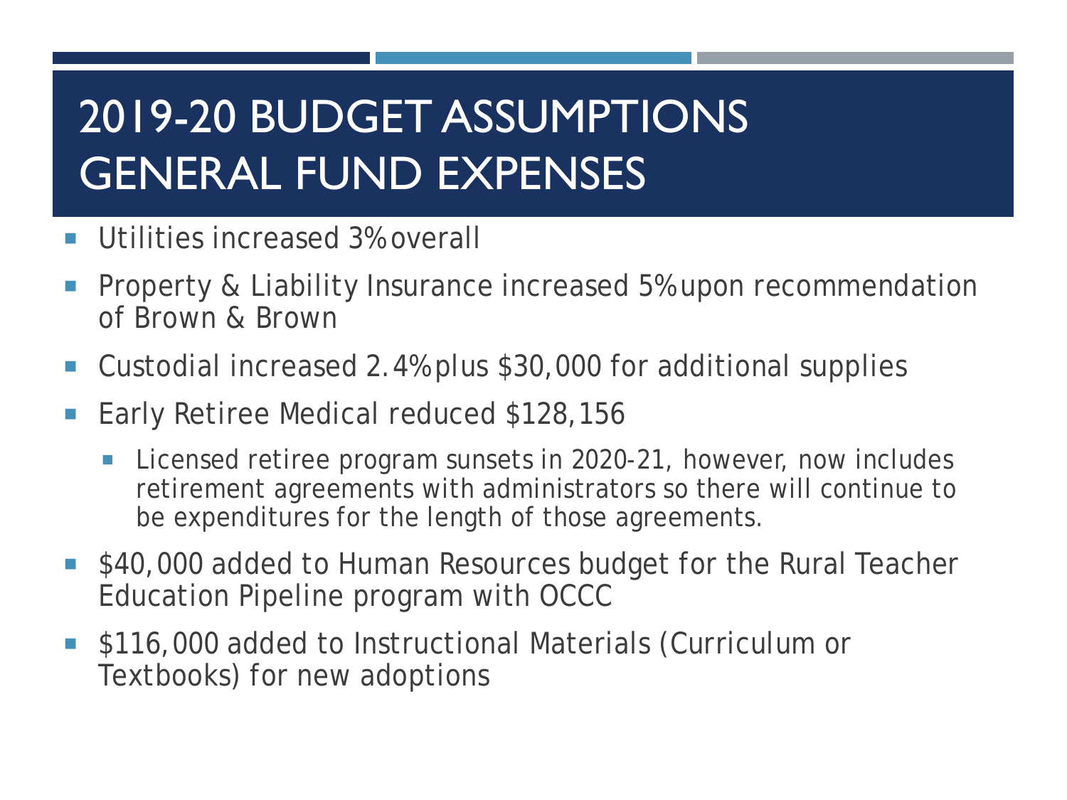# 2019-20 BUDGET ASSUMPTIONS GENERAL FUND EXPENSES

- Utilities increased 3% overall
- Property & Liability Insurance increased 5% upon recommendation of Brown & Brown
- Custodial increased 2.4% plus $30,000 for additional supplies
- Early Retiree Medical reduced $128,156
  - Licensed retiree program sunsets in 2020-21, however, now includes retirement agreements with administrators so there will continue to be expenditures for the length of those agreements.
- $40,000 added to Human Resources budget for the Rural Teacher Education Pipeline program with OCCC
- $116,000 added to Instructional Materials (Curriculum or Textbooks) for new adoptions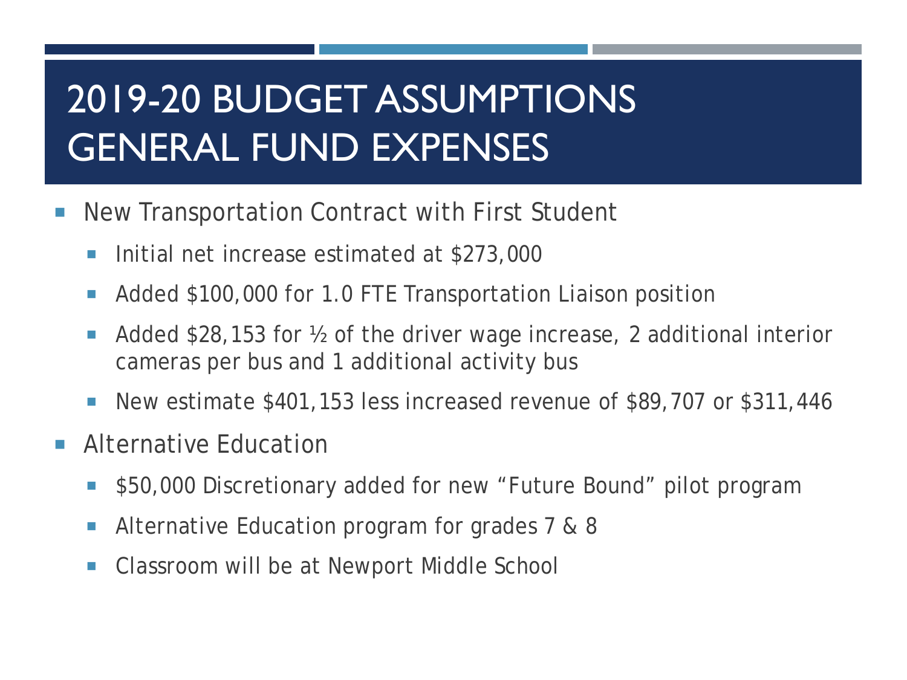# 2019-20 BUDGET ASSUMPTIONS GENERAL FUND EXPENSES

- New Transportation Contract with First Student
  - Initial net increase estimated at $273,000
  - Added $100,000 for 1.0 FTE Transportation Liaison position
  - Added $28,153 for ½ of the driver wage increase, 2 additional interior cameras per bus and 1 additional activity bus
  - New estimate $401,153 less increased revenue of $89,707 or $311,446
- Alternative Education
  - $50,000 Discretionary added for new "Future Bound" pilot program
  - Alternative Education program for grades 7 & 8
  - Classroom will be at Newport Middle School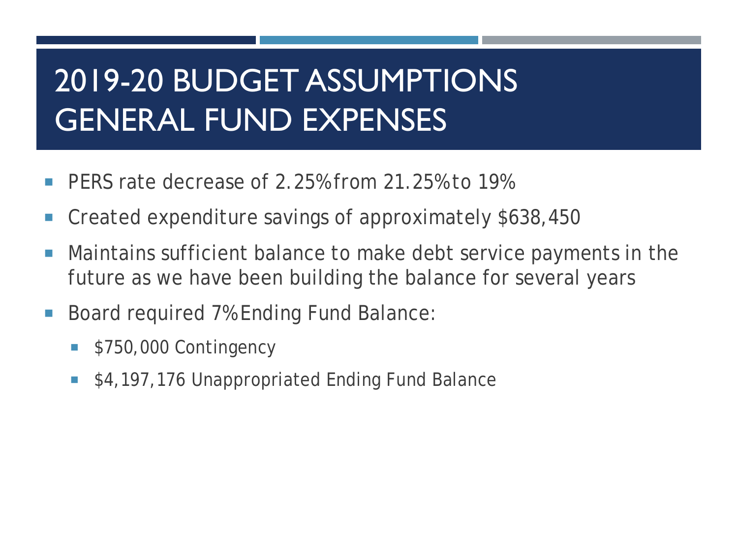# 2019-20 BUDGET ASSUMPTIONS GENERAL FUND EXPENSES

- PERS rate decrease of 2.25% from 21.25% to 19%
- Created expenditure savings of approximately $638,450
- Maintains sufficient balance to make debt service payments in the future as we have been building the balance for several years
- Board required 7% Ending Fund Balance:
  - $750,000 Contingency
  - $4,197,176 Unappropriated Ending Fund Balance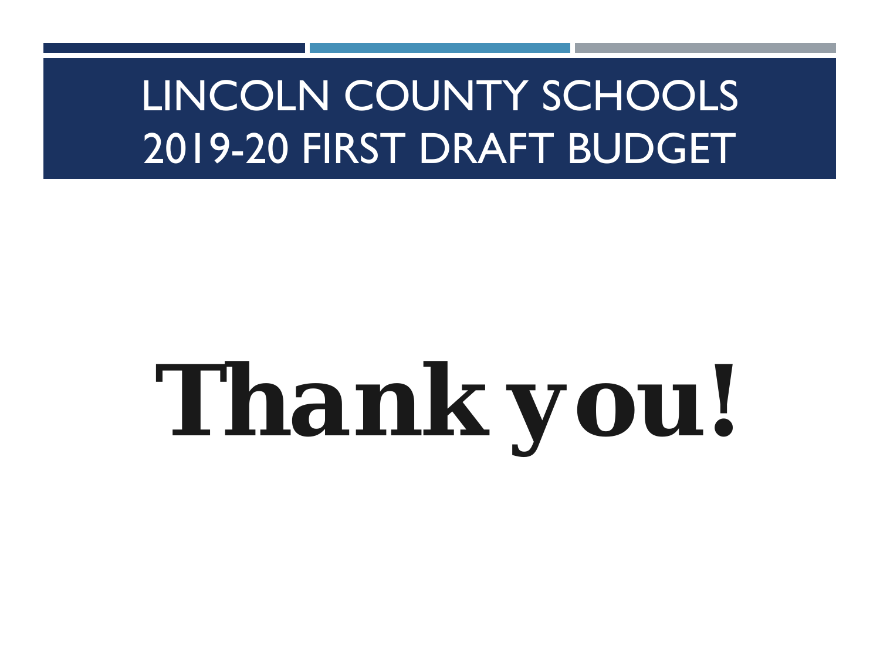# LINCOLN COUNTY SCHOOLS 2019-20 FIRST DRAFT BUDGET

**Thank you!**